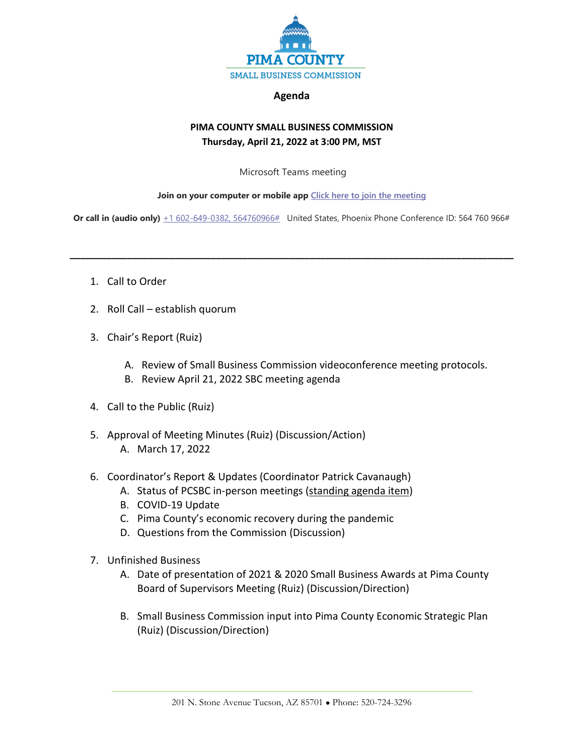PIMA COUNTY
SMALL BUSINESS COMMISSION

# Agenda

**PIMA COUNTY SMALL BUSINESS COMMISSION**
**Thursday, April 21, 2022 at 3:00 PM, MST**

Microsoft Teams meeting

**Join on your computer or mobile app** Click here to join the meeting

**Or call in (audio only)** +1 602-649-0382, 564760966# United States, Phoenix Phone Conference ID: 564 760 966#

---

1. Call to Order

2. Roll Call – establish quorum

3. Chair's Report (Ruiz)

   A. Review of Small Business Commission videoconference meeting protocols.
   B. Review April 21, 2022 SBC meeting agenda

4. Call to the Public (Ruiz)

5. Approval of Meeting Minutes (Ruiz) (Discussion/Action)
   A. March 17, 2022

6. Coordinator's Report & Updates (Coordinator Patrick Cavanaugh)
   A. Status of PCSBC in-person meetings (standing agenda item)
   B. COVID-19 Update
   C. Pima County's economic recovery during the pandemic
   D. Questions from the Commission (Discussion)

7. Unfinished Business
   A. Date of presentation of 2021 & 2020 Small Business Awards at Pima County Board of Supervisors Meeting (Ruiz) (Discussion/Direction)

   B. Small Business Commission input into Pima County Economic Strategic Plan (Ruiz) (Discussion/Direction)

201 N. Stone Avenue Tucson, AZ 85701 • Phone: 520-724-3296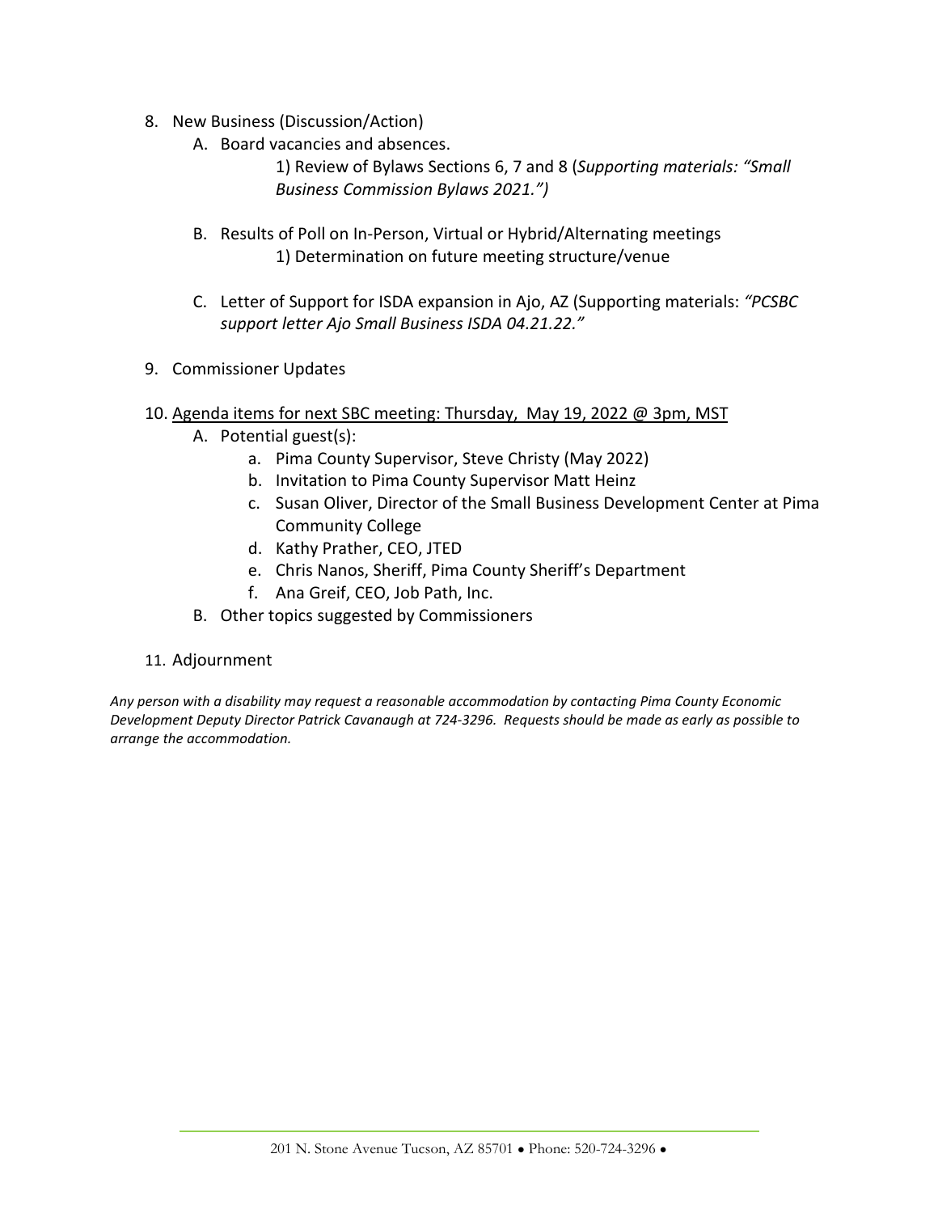8. New Business (Discussion/Action)
   A. Board vacancies and absences.
      1) Review of Bylaws Sections 6, 7 and 8 (*Supporting materials: "Small Business Commission Bylaws 2021.")*

   B. Results of Poll on In-Person, Virtual or Hybrid/Alternating meetings
      1) Determination on future meeting structure/venue

   C. Letter of Support for ISDA expansion in Ajo, AZ (Supporting materials: *"PCSBC support letter Ajo Small Business ISDA 04.21.22."*

9. Commissioner Updates

10. <u>Agenda items for next SBC meeting: Thursday, May 19, 2022 @ 3pm, MST</u>
    A. Potential guest(s):
       a. Pima County Supervisor, Steve Christy (May 2022)
       b. Invitation to Pima County Supervisor Matt Heinz
       c. Susan Oliver, Director of the Small Business Development Center at Pima Community College
       d. Kathy Prather, CEO, JTED
       e. Chris Nanos, Sheriff, Pima County Sheriff's Department
       f. Ana Greif, CEO, Job Path, Inc.
    B. Other topics suggested by Commissioners

11. Adjournment

*Any person with a disability may request a reasonable accommodation by contacting Pima County Economic Development Deputy Director Patrick Cavanaugh at 724-3296. Requests should be made as early as possible to arrange the accommodation.*